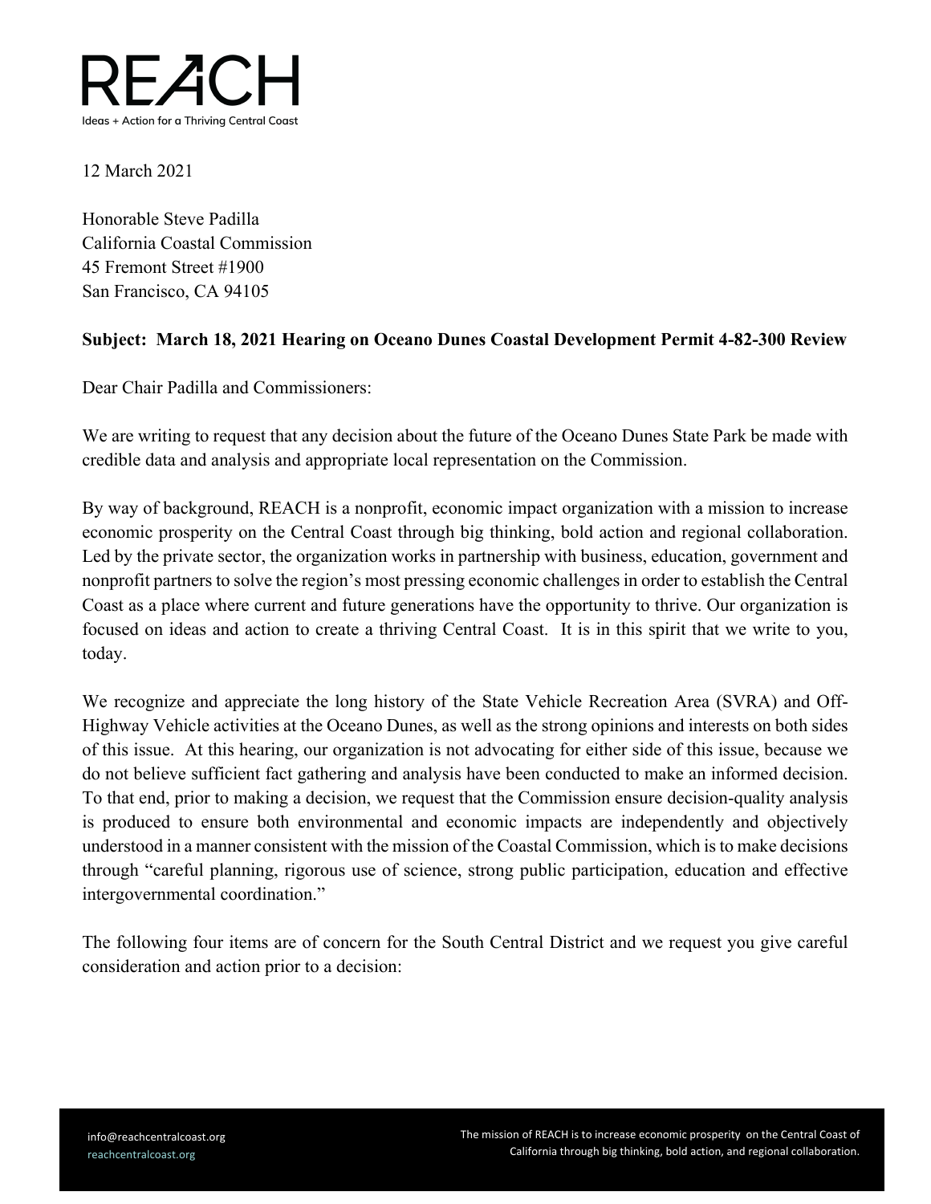# REACH

Ideas + Action for a Thriving Central Coast

12 March 2021

Honorable Steve Padilla
California Coastal Commission
45 Fremont Street #1900
San Francisco, CA 94105

**Subject: March 18, 2021 Hearing on Oceano Dunes Coastal Development Permit 4-82-300 Review**

Dear Chair Padilla and Commissioners:

We are writing to request that any decision about the future of the Oceano Dunes State Park be made with credible data and analysis and appropriate local representation on the Commission.

By way of background, REACH is a nonprofit, economic impact organization with a mission to increase economic prosperity on the Central Coast through big thinking, bold action and regional collaboration. Led by the private sector, the organization works in partnership with business, education, government and nonprofit partners to solve the region's most pressing economic challenges in order to establish the Central Coast as a place where current and future generations have the opportunity to thrive. Our organization is focused on ideas and action to create a thriving Central Coast. It is in this spirit that we write to you, today.

We recognize and appreciate the long history of the State Vehicle Recreation Area (SVRA) and Off-Highway Vehicle activities at the Oceano Dunes, as well as the strong opinions and interests on both sides of this issue. At this hearing, our organization is not advocating for either side of this issue, because we do not believe sufficient fact gathering and analysis have been conducted to make an informed decision. To that end, prior to making a decision, we request that the Commission ensure decision-quality analysis is produced to ensure both environmental and economic impacts are independently and objectively understood in a manner consistent with the mission of the Coastal Commission, which is to make decisions through "careful planning, rigorous use of science, strong public participation, education and effective intergovernmental coordination."

The following four items are of concern for the South Central District and we request you give careful consideration and action prior to a decision: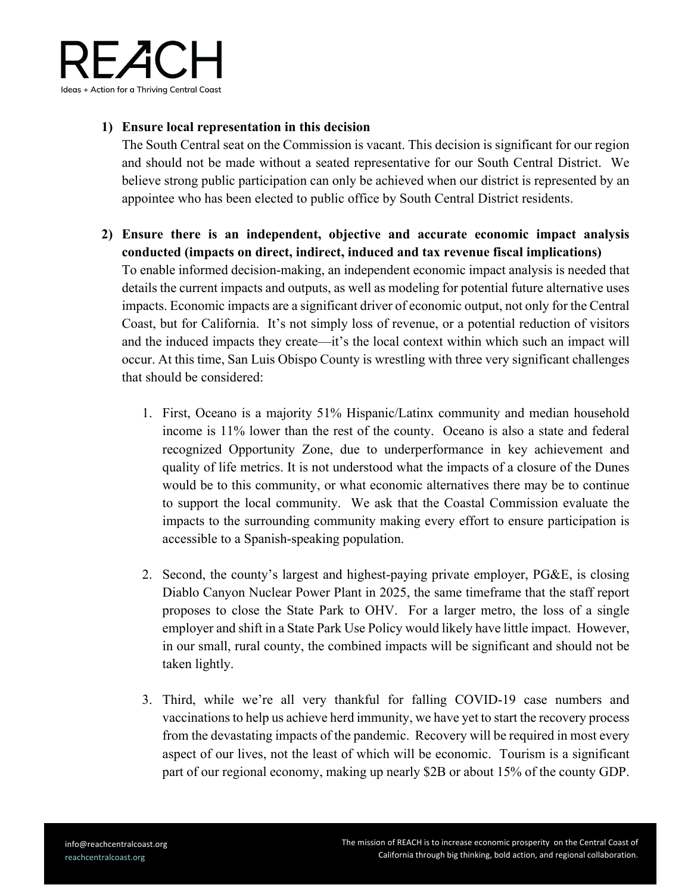1) **Ensure local representation in this decision**
   The South Central seat on the Commission is vacant. This decision is significant for our region and should not be made without a seated representative for our South Central District. We believe strong public participation can only be achieved when our district is represented by an appointee who has been elected to public office by South Central District residents.

2) **Ensure there is an independent, objective and accurate economic impact analysis conducted (impacts on direct, indirect, induced and tax revenue fiscal implications)**
   To enable informed decision-making, an independent economic impact analysis is needed that details the current impacts and outputs, as well as modeling for potential future alternative uses impacts. Economic impacts are a significant driver of economic output, not only for the Central Coast, but for California. It's not simply loss of revenue, or a potential reduction of visitors and the induced impacts they create—it's the local context within which such an impact will occur. At this time, San Luis Obispo County is wrestling with three very significant challenges that should be considered:

   1. First, Oceano is a majority 51% Hispanic/Latinx community and median household income is 11% lower than the rest of the county. Oceano is also a state and federal recognized Opportunity Zone, due to underperformance in key achievement and quality of life metrics. It is not understood what the impacts of a closure of the Dunes would be to this community, or what economic alternatives there may be to continue to support the local community. We ask that the Coastal Commission evaluate the impacts to the surrounding community making every effort to ensure participation is accessible to a Spanish-speaking population.

   2. Second, the county's largest and highest-paying private employer, PG&E, is closing Diablo Canyon Nuclear Power Plant in 2025, the same timeframe that the staff report proposes to close the State Park to OHV. For a larger metro, the loss of a single employer and shift in a State Park Use Policy would likely have little impact. However, in our small, rural county, the combined impacts will be significant and should not be taken lightly.

   3. Third, while we're all very thankful for falling COVID-19 case numbers and vaccinations to help us achieve herd immunity, we have yet to start the recovery process from the devastating impacts of the pandemic. Recovery will be required in most every aspect of our lives, not the least of which will be economic. Tourism is a significant part of our regional economy, making up nearly $2B or about 15% of the county GDP.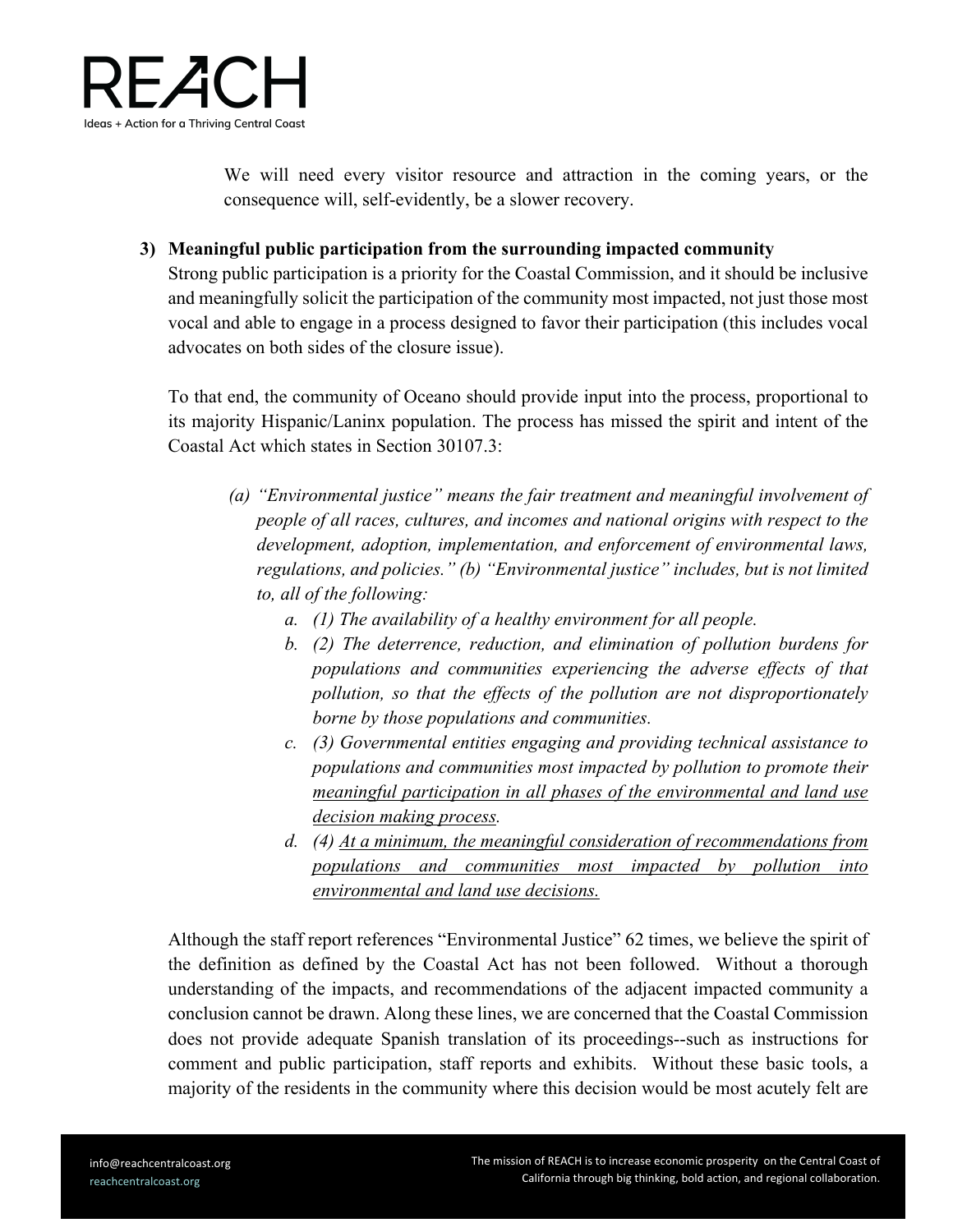We will need every visitor resource and attraction in the coming years, or the consequence will, self-evidently, be a slower recovery.

**3) Meaningful public participation from the surrounding impacted community**

Strong public participation is a priority for the Coastal Commission, and it should be inclusive and meaningfully solicit the participation of the community most impacted, not just those most vocal and able to engage in a process designed to favor their participation (this includes vocal advocates on both sides of the closure issue).

To that end, the community of Oceano should provide input into the process, proportional to its majority Hispanic/Laninx population. The process has missed the spirit and intent of the Coastal Act which states in Section 30107.3:

> *(a) "Environmental justice" means the fair treatment and meaningful involvement of people of all races, cultures, and incomes and national origins with respect to the development, adoption, implementation, and enforcement of environmental laws, regulations, and policies." (b) "Environmental justice" includes, but is not limited to, all of the following:*
>
> *a. (1) The availability of a healthy environment for all people.*
>
> *b. (2) The deterrence, reduction, and elimination of pollution burdens for populations and communities experiencing the adverse effects of that pollution, so that the effects of the pollution are not disproportionately borne by those populations and communities.*
>
> *c. (3) Governmental entities engaging and providing technical assistance to populations and communities most impacted by pollution to promote their <u>meaningful participation in all phases of the environmental and land use decision making process</u>.*
>
> *d. (4) <u>At a minimum, the meaningful consideration of recommendations from populations and communities most impacted by pollution into environmental and land use decisions.</u>*

Although the staff report references "Environmental Justice" 62 times, we believe the spirit of the definition as defined by the Coastal Act has not been followed. Without a thorough understanding of the impacts, and recommendations of the adjacent impacted community a conclusion cannot be drawn. Along these lines, we are concerned that the Coastal Commission does not provide adequate Spanish translation of its proceedings--such as instructions for comment and public participation, staff reports and exhibits. Without these basic tools, a majority of the residents in the community where this decision would be most acutely felt are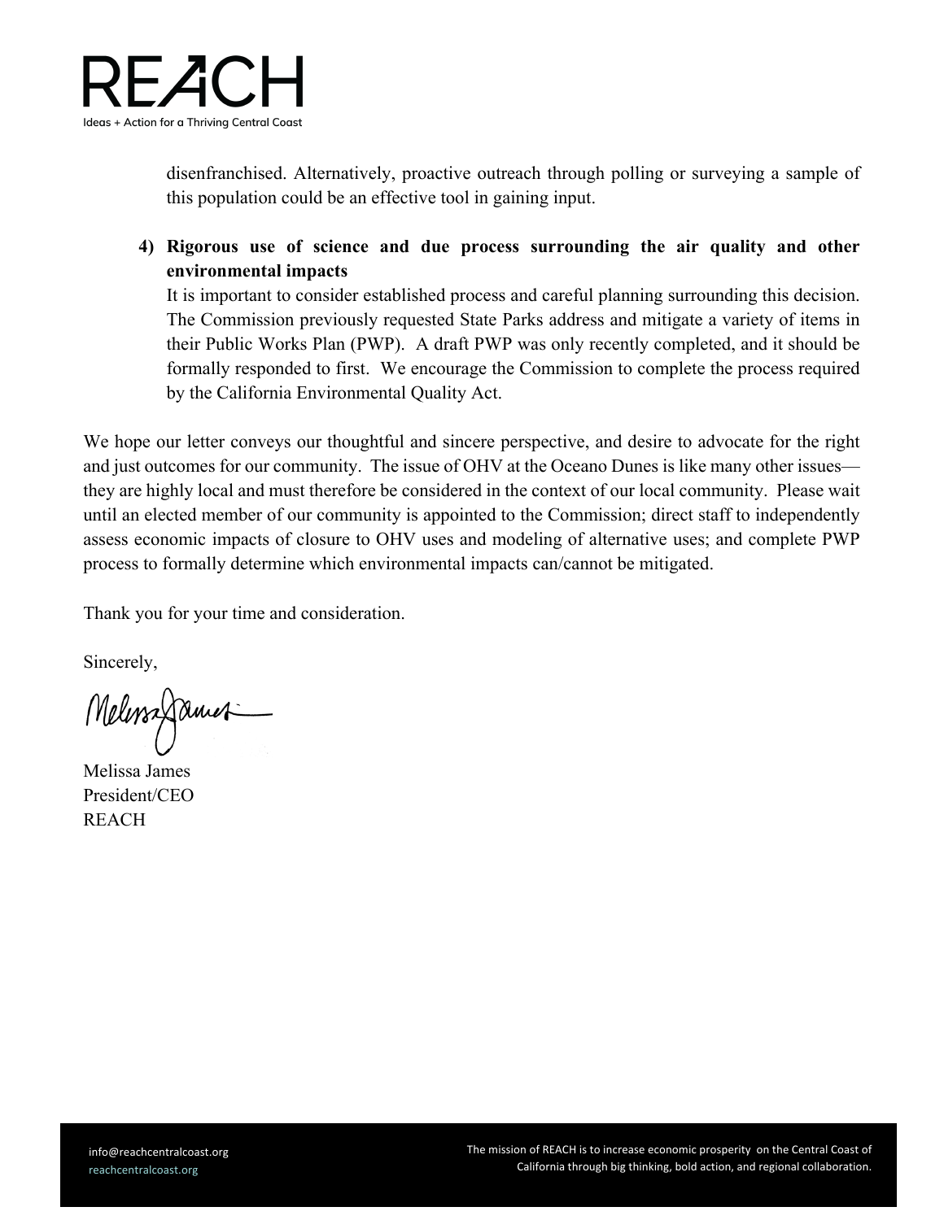disenfranchised. Alternatively, proactive outreach through polling or surveying a sample of this population could be an effective tool in gaining input.

4) **Rigorous use of science and due process surrounding the air quality and other environmental impacts**
   It is important to consider established process and careful planning surrounding this decision. The Commission previously requested State Parks address and mitigate a variety of items in their Public Works Plan (PWP). A draft PWP was only recently completed, and it should be formally responded to first. We encourage the Commission to complete the process required by the California Environmental Quality Act.

We hope our letter conveys our thoughtful and sincere perspective, and desire to advocate for the right and just outcomes for our community. The issue of OHV at the Oceano Dunes is like many other issues—they are highly local and must therefore be considered in the context of our local community. Please wait until an elected member of our community is appointed to the Commission; direct staff to independently assess economic impacts of closure to OHV uses and modeling of alternative uses; and complete PWP process to formally determine which environmental impacts can/cannot be mitigated.

Thank you for your time and consideration.

Sincerely,

Melissa James
President/CEO
REACH